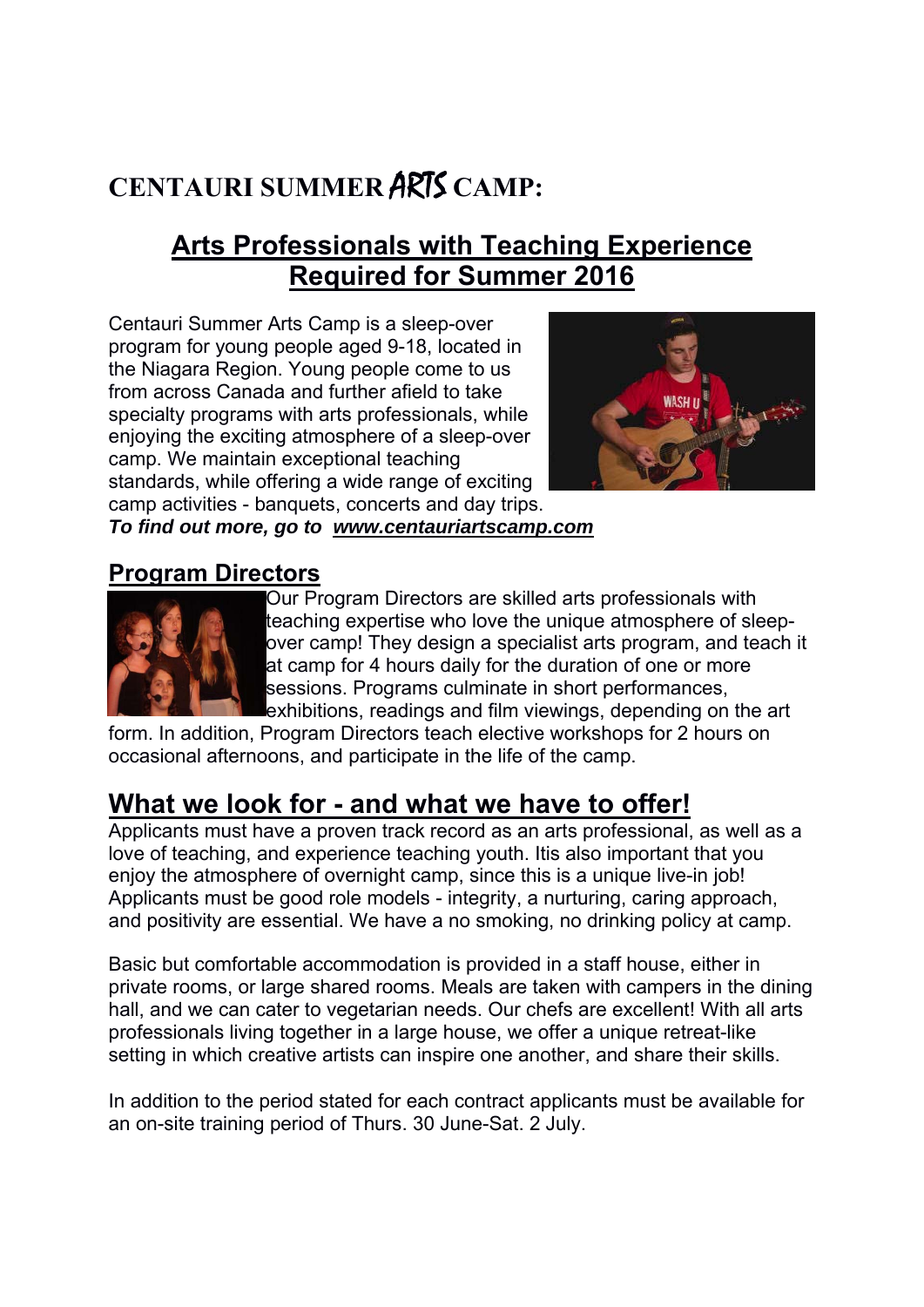# CENTAURI SUMMER ARTS CAMP:

## Arts Professionals with Teaching Experience Required for Summer 2016

Centauri Summer Arts Camp is a sleep-over program for young people aged 9-18, located in the Niagara Region. Young people come to us from across Canada and further afield to take specialty programs with arts professionals, while enjoying the exciting atmosphere of a sleep-over camp. We maintain exceptional teaching standards, while offering a wide range of exciting camp activities - banquets, concerts and day trips.

***To find out more, go to [www.centauriartscamp.com](http://www.centauriartscamp.com)***

## Program Directors

Our Program Directors are skilled arts professionals with teaching expertise who love the unique atmosphere of sleep-over camp! They design a specialist arts program, and teach it at camp for 4 hours daily for the duration of one or more sessions. Programs culminate in short performances, exhibitions, readings and film viewings, depending on the art form. In addition, Program Directors teach elective workshops for 2 hours on occasional afternoons, and participate in the life of the camp.

## What we look for - and what we have to offer!

Applicants must have a proven track record as an arts professional, as well as a love of teaching, and experience teaching youth. Itis also important that you enjoy the atmosphere of overnight camp, since this is a unique live-in job! Applicants must be good role models - integrity, a nurturing, caring approach, and positivity are essential. We have a no smoking, no drinking policy at camp.

Basic but comfortable accommodation is provided in a staff house, either in private rooms, or large shared rooms. Meals are taken with campers in the dining hall, and we can cater to vegetarian needs. Our chefs are excellent! With all arts professionals living together in a large house, we offer a unique retreat-like setting in which creative artists can inspire one another, and share their skills.

In addition to the period stated for each contract applicants must be available for an on-site training period of Thurs. 30 June-Sat. 2 July.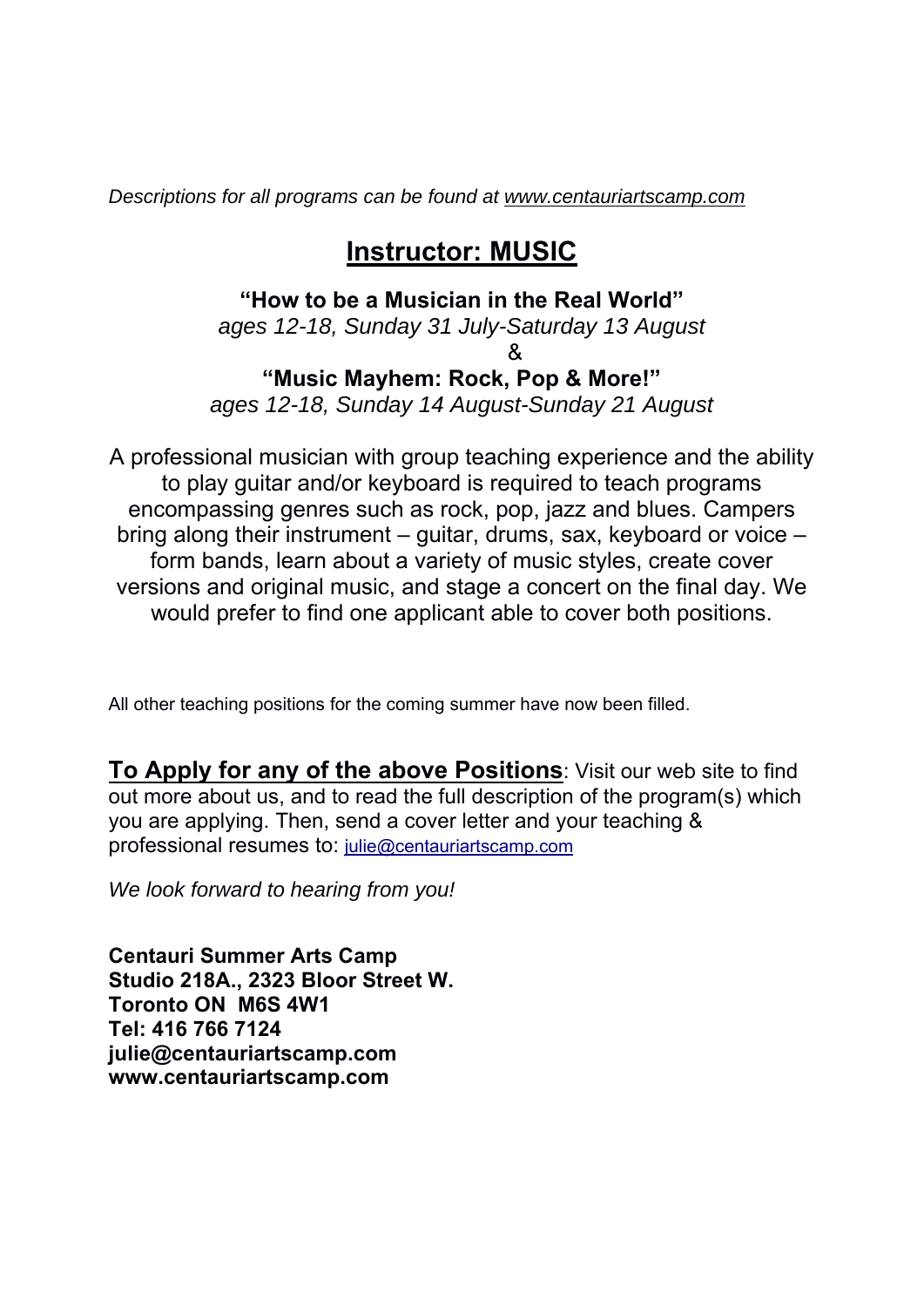*Descriptions for all programs can be found at www.centauriartscamp.com*

## Instructor: MUSIC

**"How to be a Musician in the Real World"**
*ages 12-18, Sunday 31 July-Saturday 13 August*
&
**"Music Mayhem: Rock, Pop & More!"**
*ages 12-18, Sunday 14 August-Sunday 21 August*

A professional musician with group teaching experience and the ability to play guitar and/or keyboard is required to teach programs encompassing genres such as rock, pop, jazz and blues. Campers bring along their instrument – guitar, drums, sax, keyboard or voice – form bands, learn about a variety of music styles, create cover versions and original music, and stage a concert on the final day. We would prefer to find one applicant able to cover both positions.

All other teaching positions for the coming summer have now been filled.

**To Apply for any of the above Positions**: Visit our web site to find out more about us, and to read the full description of the program(s) which you are applying. Then, send a cover letter and your teaching & professional resumes to: julie@centauriartscamp.com

*We look forward to hearing from you!*

**Centauri Summer Arts Camp**
**Studio 218A., 2323 Bloor Street W.**
**Toronto ON M6S 4W1**
**Tel: 416 766 7124**
**julie@centauriartscamp.com**
**www.centauriartscamp.com**